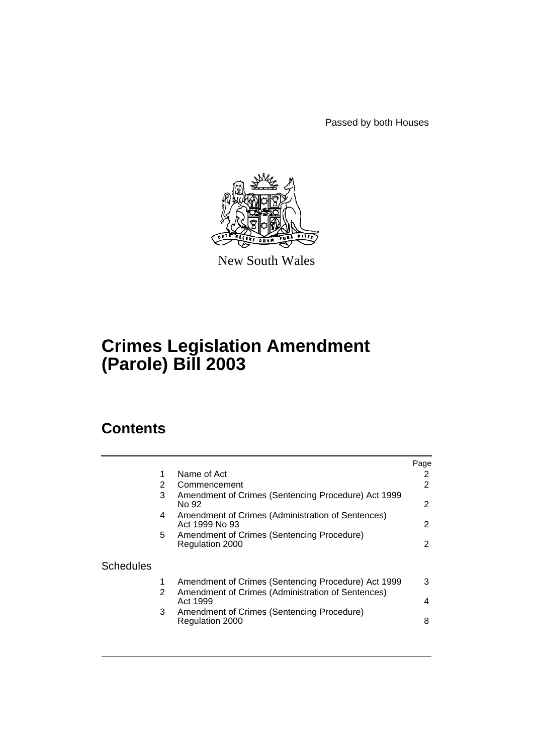Passed by both Houses

New South Wales

# Crimes Legislation Amendment (Parole) Bill 2003

## Contents

| | | | Page |
|---|---|---|---|
| | 1 | Name of Act | 2 |
| | 2 | Commencement | 2 |
| | 3 | Amendment of Crimes (Sentencing Procedure) Act 1999 No 92 | 2 |
| | 4 | Amendment of Crimes (Administration of Sentences) Act 1999 No 93 | 2 |
| | 5 | Amendment of Crimes (Sentencing Procedure) Regulation 2000 | 2 |
| Schedules | | | |
| | 1 | Amendment of Crimes (Sentencing Procedure) Act 1999 | 3 |
| | 2 | Amendment of Crimes (Administration of Sentences) Act 1999 | 4 |
| | 3 | Amendment of Crimes (Sentencing Procedure) Regulation 2000 | 8 |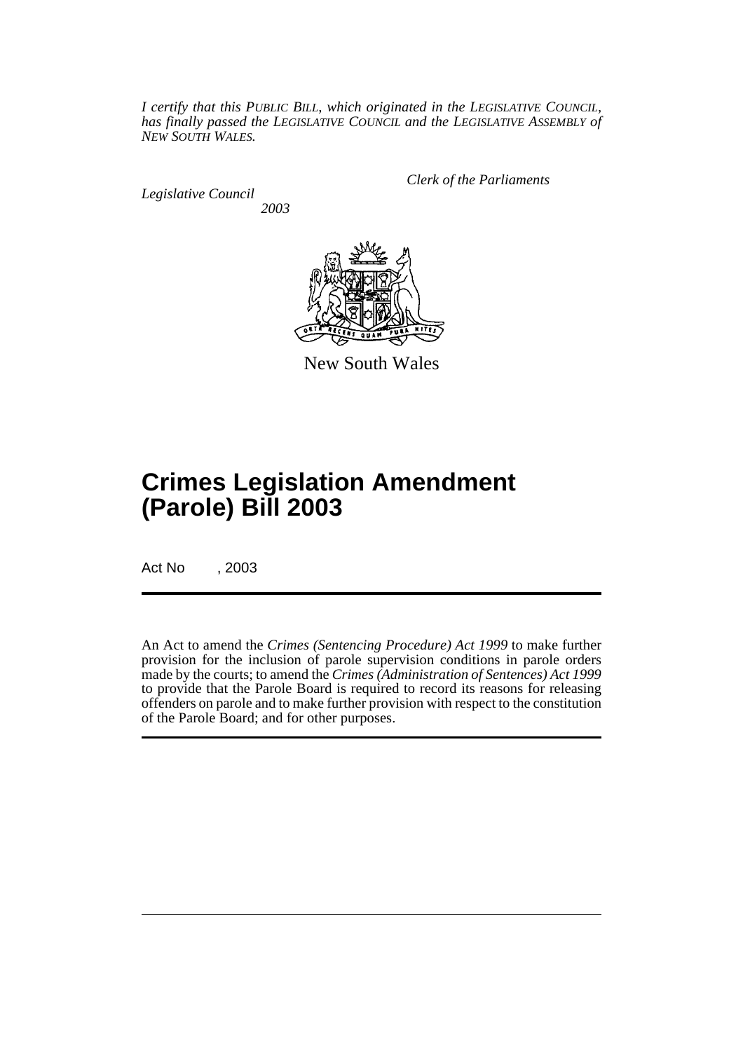*I certify that this PUBLIC BILL, which originated in the LEGISLATIVE COUNCIL, has finally passed the LEGISLATIVE COUNCIL and the LEGISLATIVE ASSEMBLY of NEW SOUTH WALES.*

*Clerk of the Parliaments*

*Legislative Council*
*2003*

New South Wales

# Crimes Legislation Amendment (Parole) Bill 2003

Act No , 2003

An Act to amend the *Crimes (Sentencing Procedure) Act 1999* to make further provision for the inclusion of parole supervision conditions in parole orders made by the courts; to amend the *Crimes (Administration of Sentences) Act 1999* to provide that the Parole Board is required to record its reasons for releasing offenders on parole and to make further provision with respect to the constitution of the Parole Board; and for other purposes.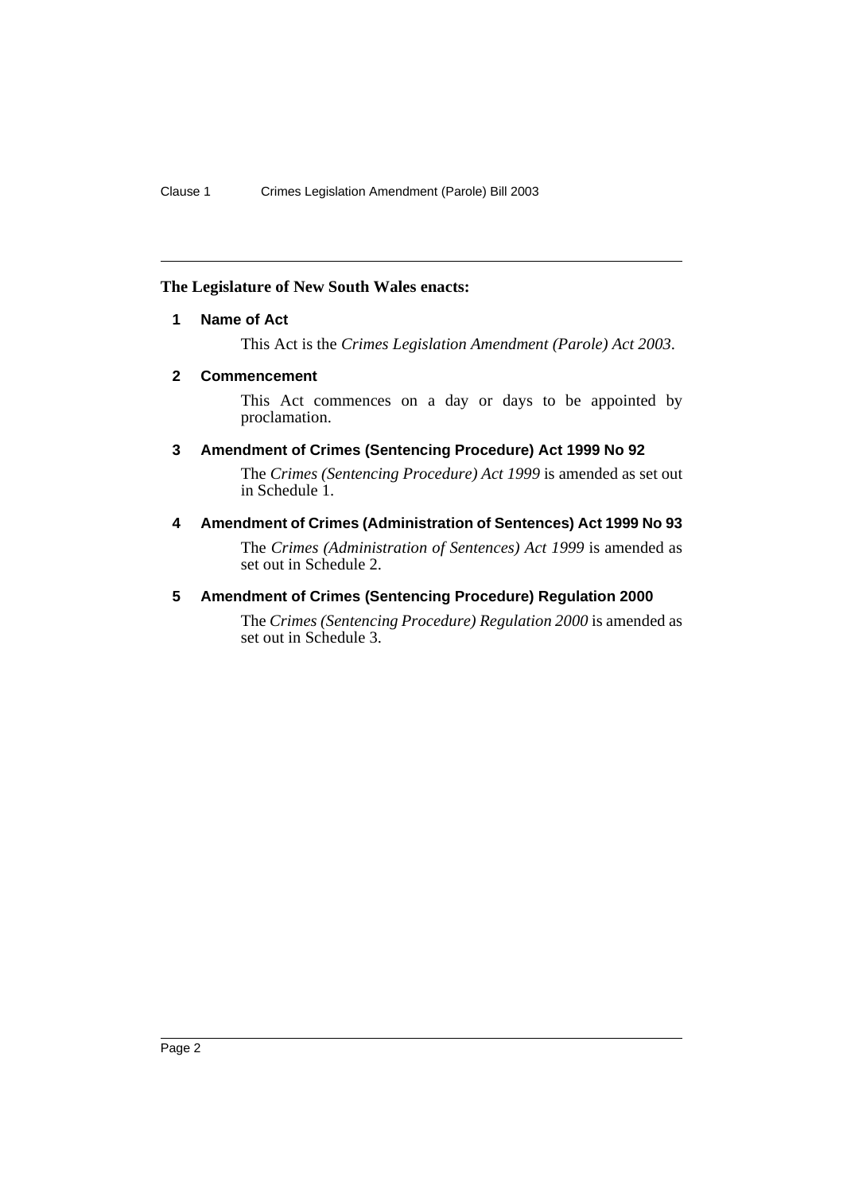**The Legislature of New South Wales enacts:**

### 1 Name of Act

This Act is the *Crimes Legislation Amendment (Parole) Act 2003*.

### 2 Commencement

This Act commences on a day or days to be appointed by proclamation.

### 3 Amendment of Crimes (Sentencing Procedure) Act 1999 No 92

The *Crimes (Sentencing Procedure) Act 1999* is amended as set out in Schedule 1.

### 4 Amendment of Crimes (Administration of Sentences) Act 1999 No 93

The *Crimes (Administration of Sentences) Act 1999* is amended as set out in Schedule 2.

### 5 Amendment of Crimes (Sentencing Procedure) Regulation 2000

The *Crimes (Sentencing Procedure) Regulation 2000* is amended as set out in Schedule 3.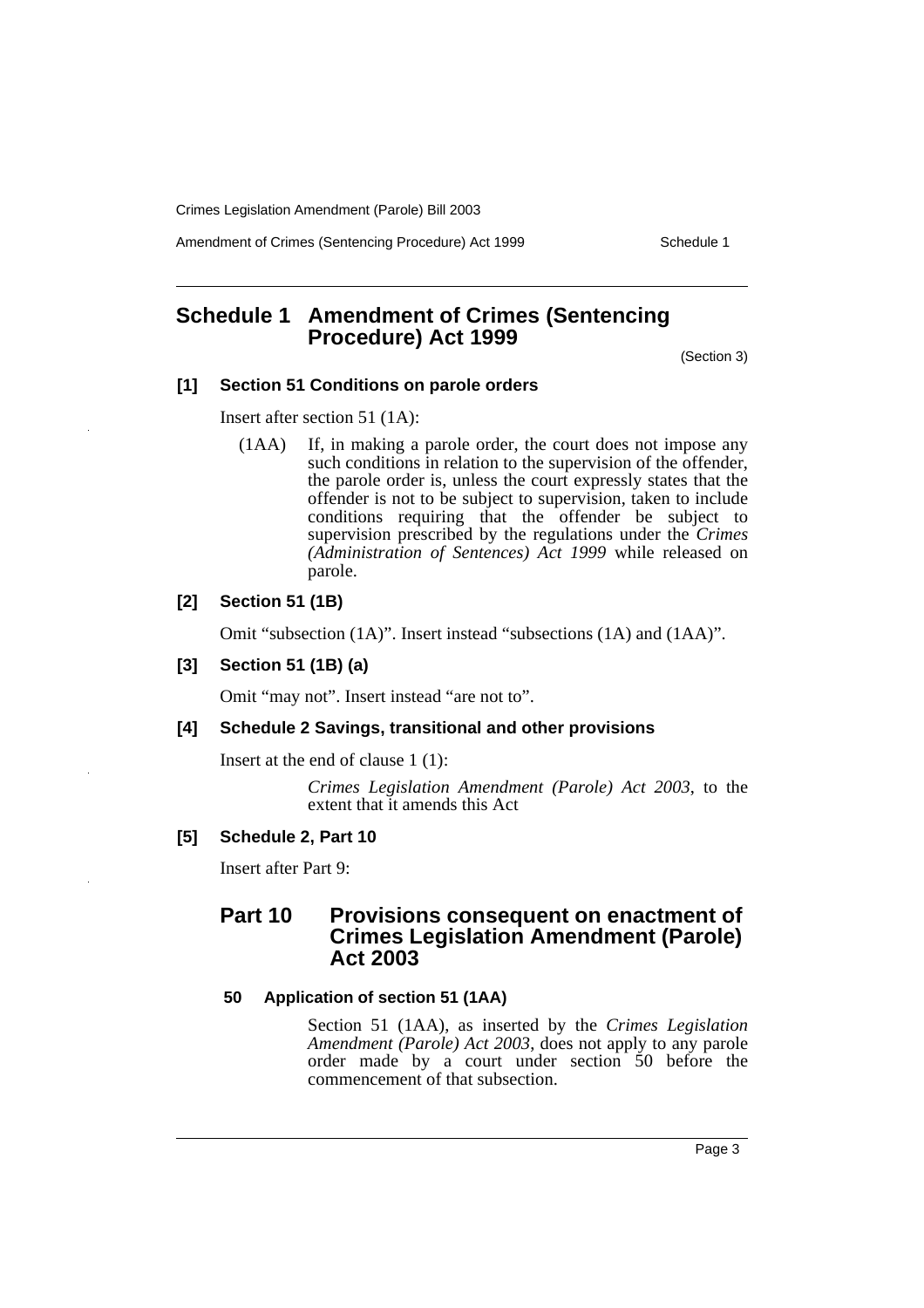## Schedule 1 Amendment of Crimes (Sentencing Procedure) Act 1999

(Section 3)

### [1] Section 51 Conditions on parole orders

Insert after section 51 (1A):

> (1AA) If, in making a parole order, the court does not impose any such conditions in relation to the supervision of the offender, the parole order is, unless the court expressly states that the offender is not to be subject to supervision, taken to include conditions requiring that the offender be subject to supervision prescribed by the regulations under the *Crimes (Administration of Sentences) Act 1999* while released on parole.

### [2] Section 51 (1B)

Omit "subsection (1A)". Insert instead "subsections (1A) and (1AA)".

### [3] Section 51 (1B) (a)

Omit "may not". Insert instead "are not to".

### [4] Schedule 2 Savings, transitional and other provisions

Insert at the end of clause 1 (1):

> *Crimes Legislation Amendment (Parole) Act 2003*, to the extent that it amends this Act

### [5] Schedule 2, Part 10

Insert after Part 9:

## Part 10 Provisions consequent on enactment of Crimes Legislation Amendment (Parole) Act 2003

### 50 Application of section 51 (1AA)

Section 51 (1AA), as inserted by the *Crimes Legislation Amendment (Parole) Act 2003*, does not apply to any parole order made by a court under section 50 before the commencement of that subsection.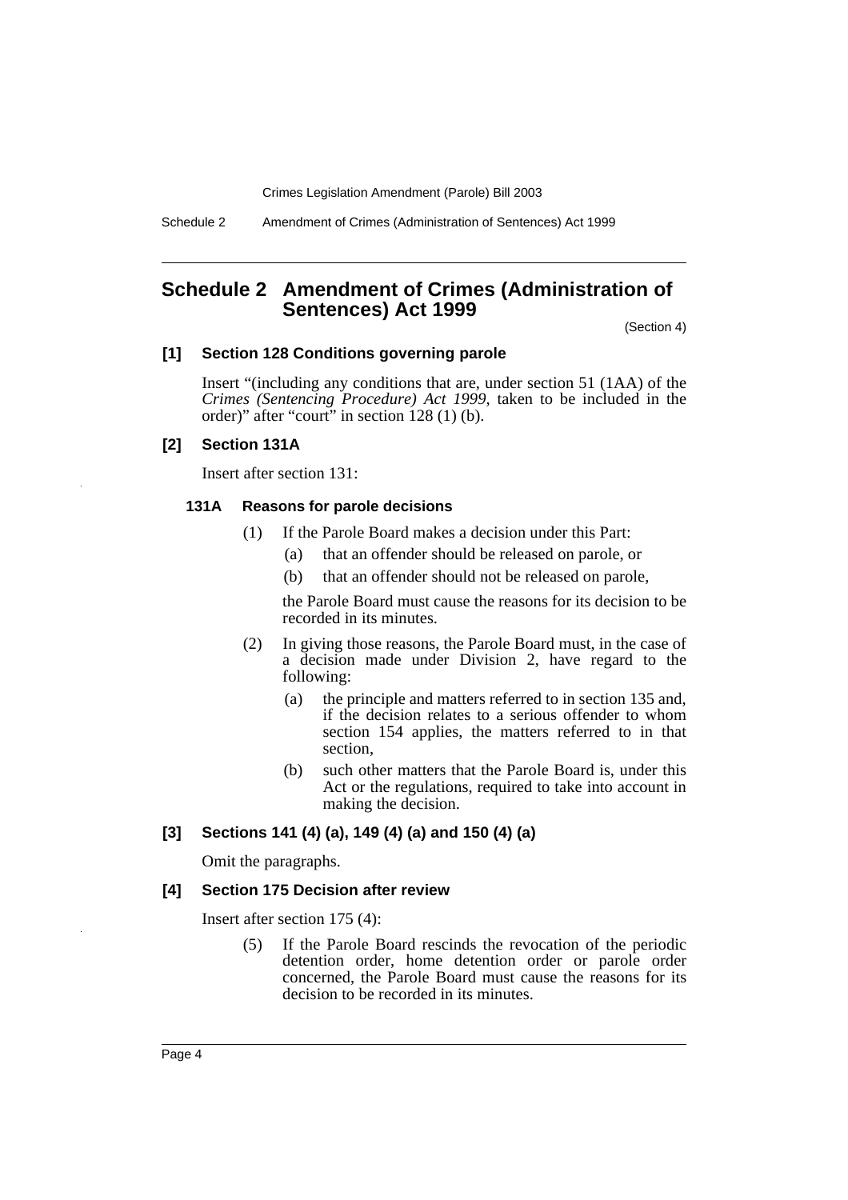# Schedule 2 Amendment of Crimes (Administration of Sentences) Act 1999

(Section 4)

## [1] Section 128 Conditions governing parole

Insert "(including any conditions that are, under section 51 (1AA) of the *Crimes (Sentencing Procedure) Act 1999*, taken to be included in the order)" after "court" in section 128 (1) (b).

## [2] Section 131A

Insert after section 131:

### 131A Reasons for parole decisions

(1) If the Parole Board makes a decision under this Part:

(a) that an offender should be released on parole, or

(b) that an offender should not be released on parole,

the Parole Board must cause the reasons for its decision to be recorded in its minutes.

(2) In giving those reasons, the Parole Board must, in the case of a decision made under Division 2, have regard to the following:

(a) the principle and matters referred to in section 135 and, if the decision relates to a serious offender to whom section 154 applies, the matters referred to in that section,

(b) such other matters that the Parole Board is, under this Act or the regulations, required to take into account in making the decision.

## [3] Sections 141 (4) (a), 149 (4) (a) and 150 (4) (a)

Omit the paragraphs.

## [4] Section 175 Decision after review

Insert after section 175 (4):

(5) If the Parole Board rescinds the revocation of the periodic detention order, home detention order or parole order concerned, the Parole Board must cause the reasons for its decision to be recorded in its minutes.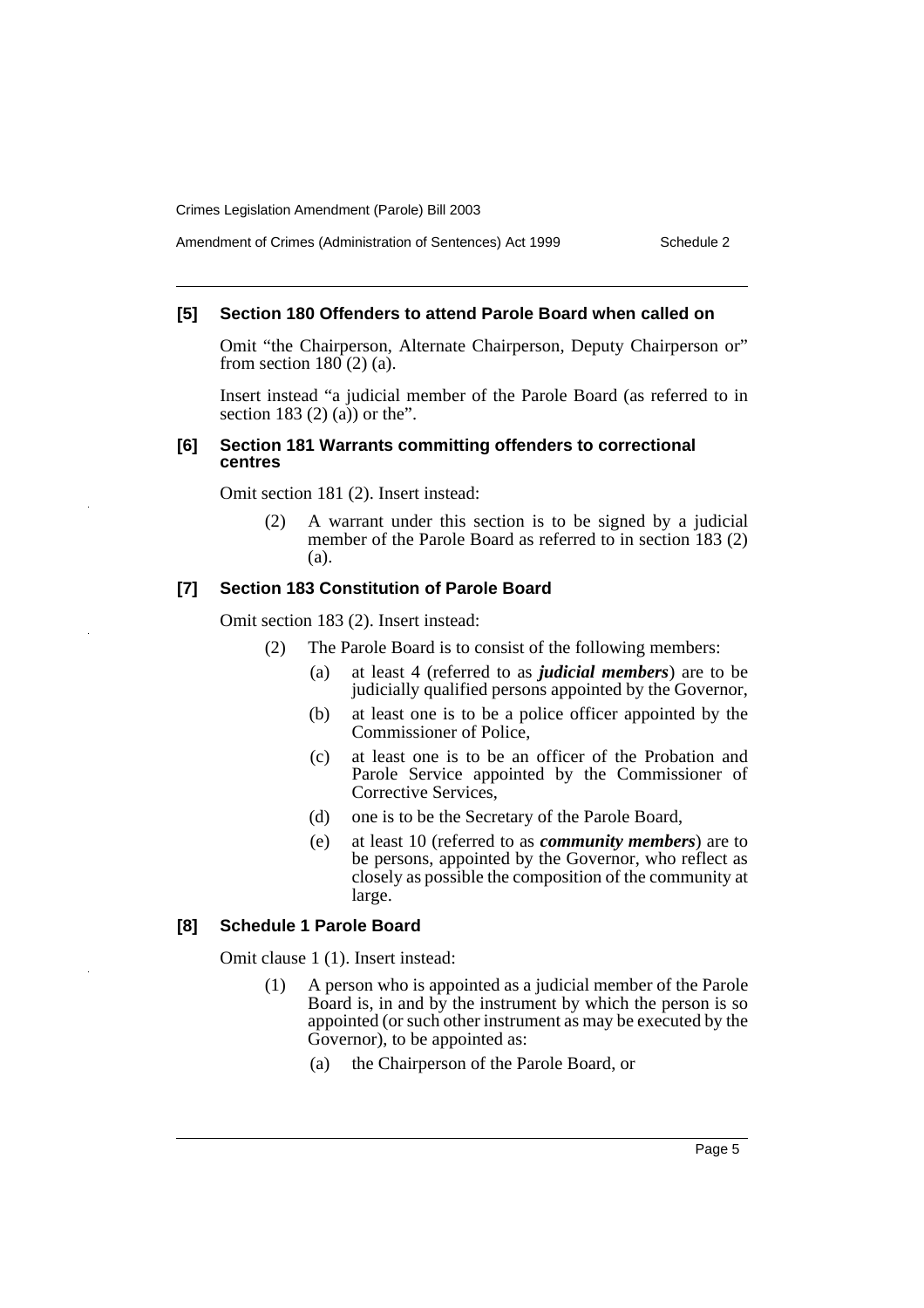### [5] Section 180 Offenders to attend Parole Board when called on

Omit "the Chairperson, Alternate Chairperson, Deputy Chairperson or" from section 180 (2) (a).

Insert instead "a judicial member of the Parole Board (as referred to in section 183 (2) (a)) or the".

### [6] Section 181 Warrants committing offenders to correctional centres

Omit section 181 (2). Insert instead:

> (2) A warrant under this section is to be signed by a judicial member of the Parole Board as referred to in section 183 (2) (a).

### [7] Section 183 Constitution of Parole Board

Omit section 183 (2). Insert instead:

> (2) The Parole Board is to consist of the following members:
>
> (a) at least 4 (referred to as ***judicial members***) are to be judicially qualified persons appointed by the Governor,
>
> (b) at least one is to be a police officer appointed by the Commissioner of Police,
>
> (c) at least one is to be an officer of the Probation and Parole Service appointed by the Commissioner of Corrective Services,
>
> (d) one is to be the Secretary of the Parole Board,
>
> (e) at least 10 (referred to as ***community members***) are to be persons, appointed by the Governor, who reflect as closely as possible the composition of the community at large.

### [8] Schedule 1 Parole Board

Omit clause 1 (1). Insert instead:

> (1) A person who is appointed as a judicial member of the Parole Board is, in and by the instrument by which the person is so appointed (or such other instrument as may be executed by the Governor), to be appointed as:
>
> (a) the Chairperson of the Parole Board, or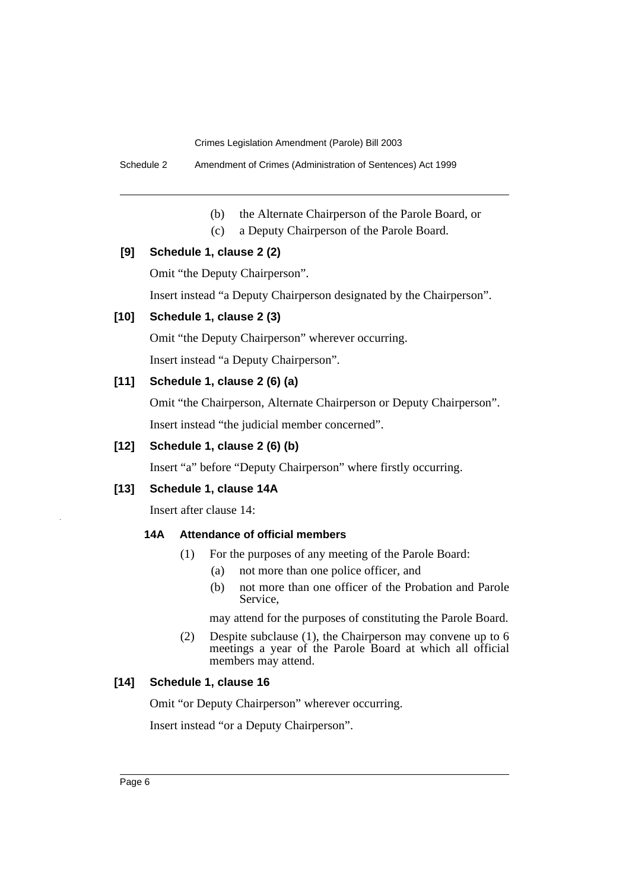(b) the Alternate Chairperson of the Parole Board, or

(c) a Deputy Chairperson of the Parole Board.

**[9] Schedule 1, clause 2 (2)**

Omit "the Deputy Chairperson".

Insert instead "a Deputy Chairperson designated by the Chairperson".

**[10] Schedule 1, clause 2 (3)**

Omit "the Deputy Chairperson" wherever occurring.

Insert instead "a Deputy Chairperson".

**[11] Schedule 1, clause 2 (6) (a)**

Omit "the Chairperson, Alternate Chairperson or Deputy Chairperson".

Insert instead "the judicial member concerned".

**[12] Schedule 1, clause 2 (6) (b)**

Insert "a" before "Deputy Chairperson" where firstly occurring.

**[13] Schedule 1, clause 14A**

Insert after clause 14:

**14A Attendance of official members**

(1) For the purposes of any meeting of the Parole Board:

(a) not more than one police officer, and

(b) not more than one officer of the Probation and Parole Service,

may attend for the purposes of constituting the Parole Board.

(2) Despite subclause (1), the Chairperson may convene up to 6 meetings a year of the Parole Board at which all official members may attend.

**[14] Schedule 1, clause 16**

Omit "or Deputy Chairperson" wherever occurring.

Insert instead "or a Deputy Chairperson".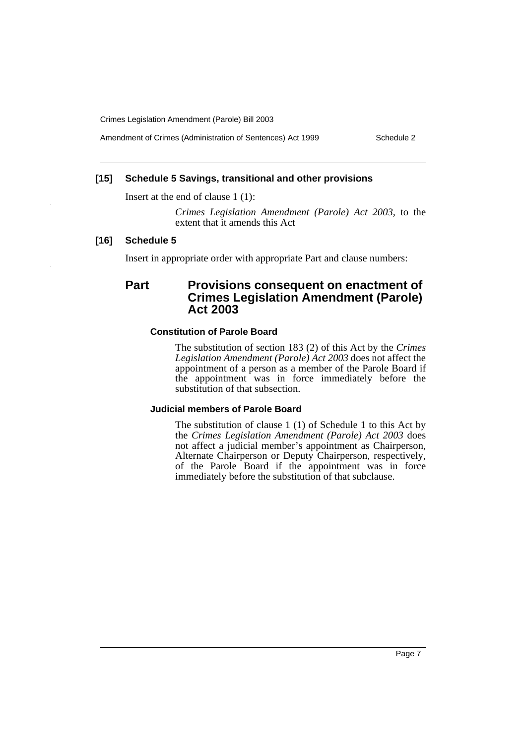**[15] Schedule 5 Savings, transitional and other provisions**

Insert at the end of clause 1 (1):

*Crimes Legislation Amendment (Parole) Act 2003*, to the extent that it amends this Act

**[16] Schedule 5**

Insert in appropriate order with appropriate Part and clause numbers:

## Part Provisions consequent on enactment of Crimes Legislation Amendment (Parole) Act 2003

#### Constitution of Parole Board

The substitution of section 183 (2) of this Act by the *Crimes Legislation Amendment (Parole) Act 2003* does not affect the appointment of a person as a member of the Parole Board if the appointment was in force immediately before the substitution of that subsection.

#### Judicial members of Parole Board

The substitution of clause 1 (1) of Schedule 1 to this Act by the *Crimes Legislation Amendment (Parole) Act 2003* does not affect a judicial member's appointment as Chairperson, Alternate Chairperson or Deputy Chairperson, respectively, of the Parole Board if the appointment was in force immediately before the substitution of that subclause.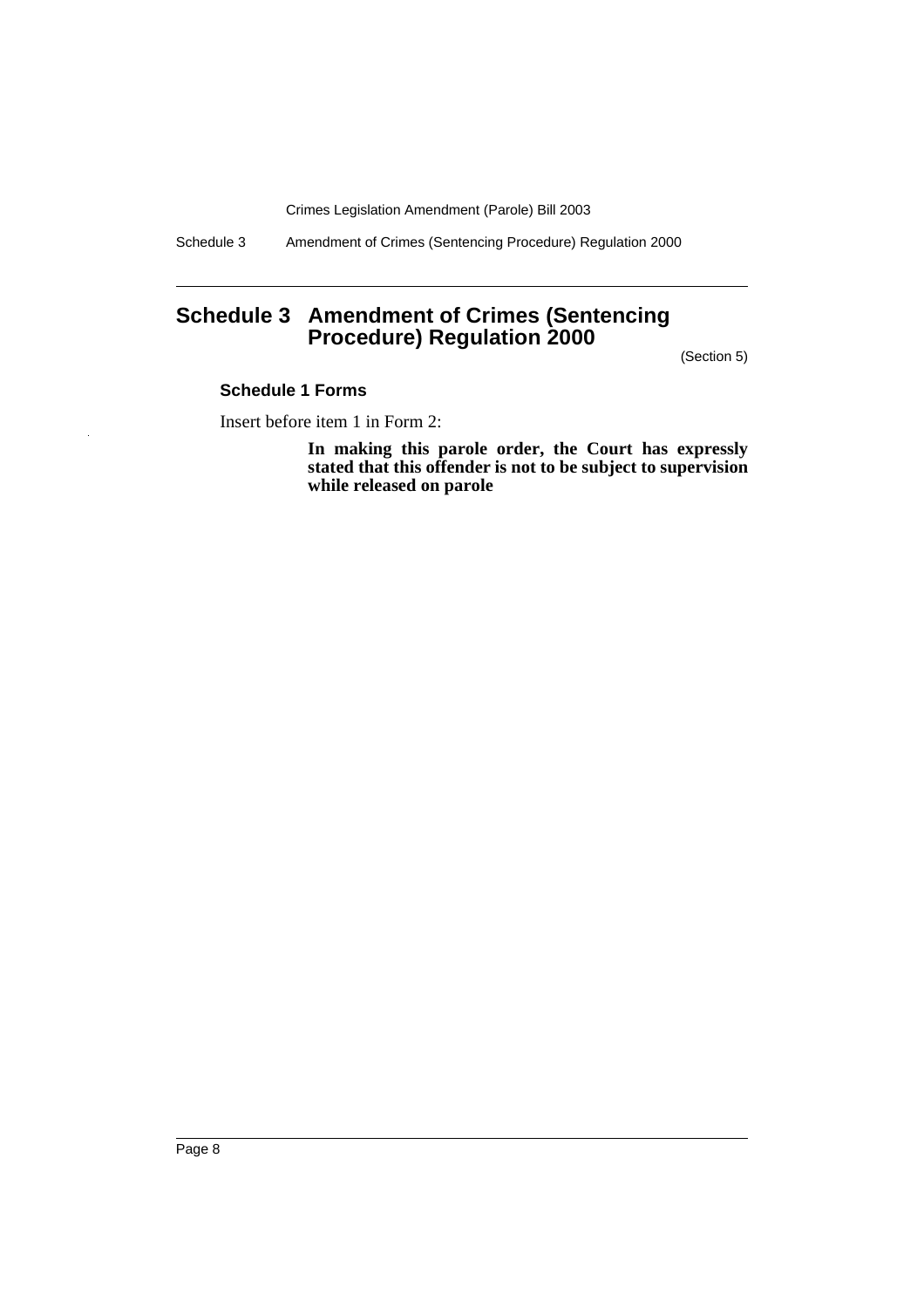## Schedule 3 Amendment of Crimes (Sentencing Procedure) Regulation 2000

(Section 5)

### Schedule 1 Forms

Insert before item 1 in Form 2:

> **In making this parole order, the Court has expressly stated that this offender is not to be subject to supervision while released on parole**